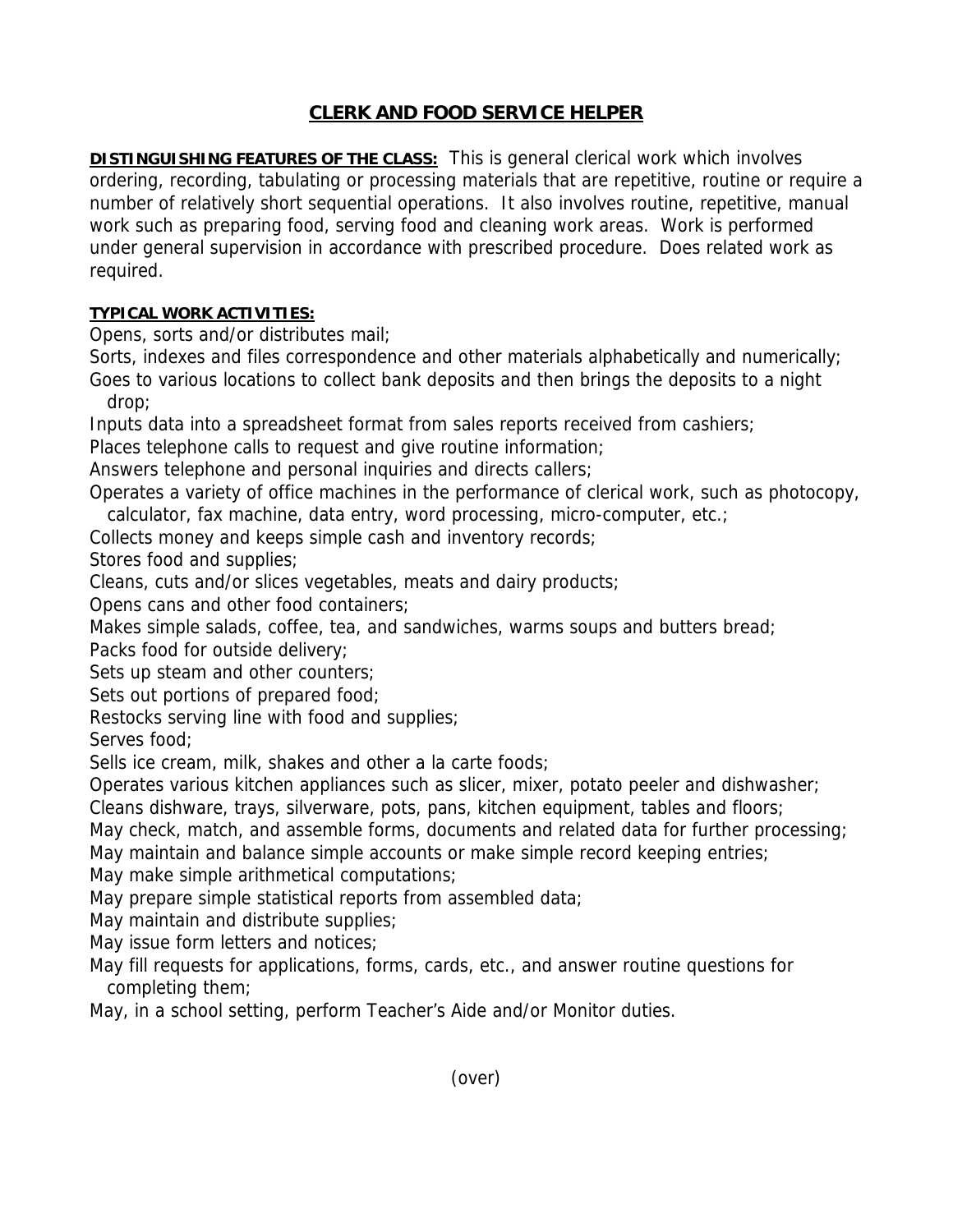# CLERK AND FOOD SERVICE HELPER

**DISTINGUISHING FEATURES OF THE CLASS:** This is general clerical work which involves ordering, recording, tabulating or processing materials that are repetitive, routine or require a number of relatively short sequential operations. It also involves routine, repetitive, manual work such as preparing food, serving food and cleaning work areas. Work is performed under general supervision in accordance with prescribed procedure. Does related work as required.

**TYPICAL WORK ACTIVITIES:**

Opens, sorts and/or distributes mail;
Sorts, indexes and files correspondence and other materials alphabetically and numerically;
Goes to various locations to collect bank deposits and then brings the deposits to a night drop;
Inputs data into a spreadsheet format from sales reports received from cashiers;
Places telephone calls to request and give routine information;
Answers telephone and personal inquiries and directs callers;
Operates a variety of office machines in the performance of clerical work, such as photocopy, calculator, fax machine, data entry, word processing, micro-computer, etc.;
Collects money and keeps simple cash and inventory records;
Stores food and supplies;
Cleans, cuts and/or slices vegetables, meats and dairy products;
Opens cans and other food containers;
Makes simple salads, coffee, tea, and sandwiches, warms soups and butters bread;
Packs food for outside delivery;
Sets up steam and other counters;
Sets out portions of prepared food;
Restocks serving line with food and supplies;
Serves food;
Sells ice cream, milk, shakes and other a la carte foods;
Operates various kitchen appliances such as slicer, mixer, potato peeler and dishwasher;
Cleans dishware, trays, silverware, pots, pans, kitchen equipment, tables and floors;
May check, match, and assemble forms, documents and related data for further processing;
May maintain and balance simple accounts or make simple record keeping entries;
May make simple arithmetical computations;
May prepare simple statistical reports from assembled data;
May maintain and distribute supplies;
May issue form letters and notices;
May fill requests for applications, forms, cards, etc., and answer routine questions for completing them;
May, in a school setting, perform Teacher's Aide and/or Monitor duties.

(over)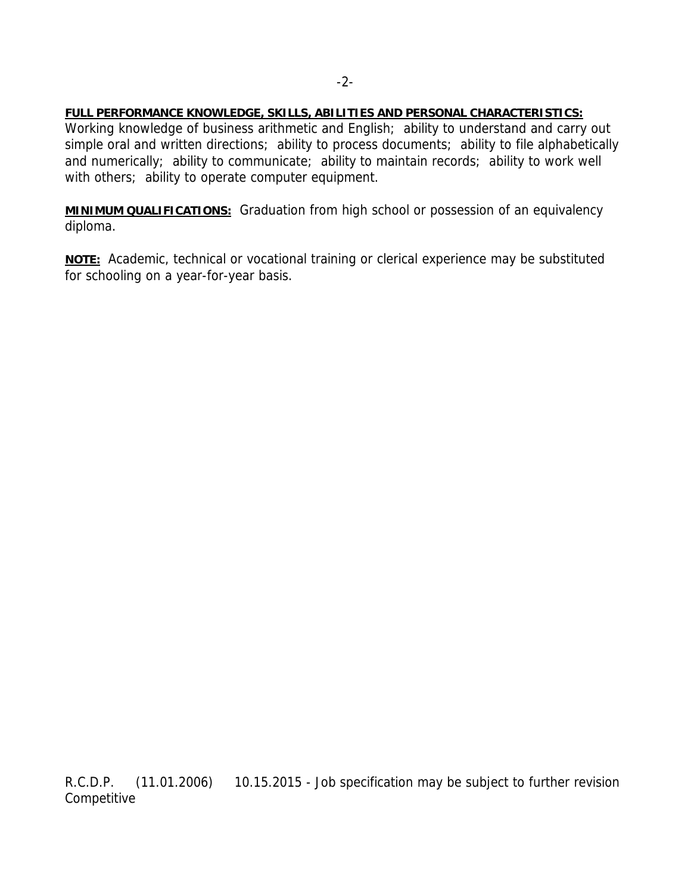**FULL PERFORMANCE KNOWLEDGE, SKILLS, ABILITIES AND PERSONAL CHARACTERISTICS:** Working knowledge of business arithmetic and English; ability to understand and carry out simple oral and written directions; ability to process documents; ability to file alphabetically and numerically; ability to communicate; ability to maintain records; ability to work well with others; ability to operate computer equipment.

**MINIMUM QUALIFICATIONS:** Graduation from high school or possession of an equivalency diploma.

**NOTE:** Academic, technical or vocational training or clerical experience may be substituted for schooling on a year-for-year basis.

R.C.D.P. (11.01.2006) 10.15.2015 - Job specification may be subject to further revision
Competitive